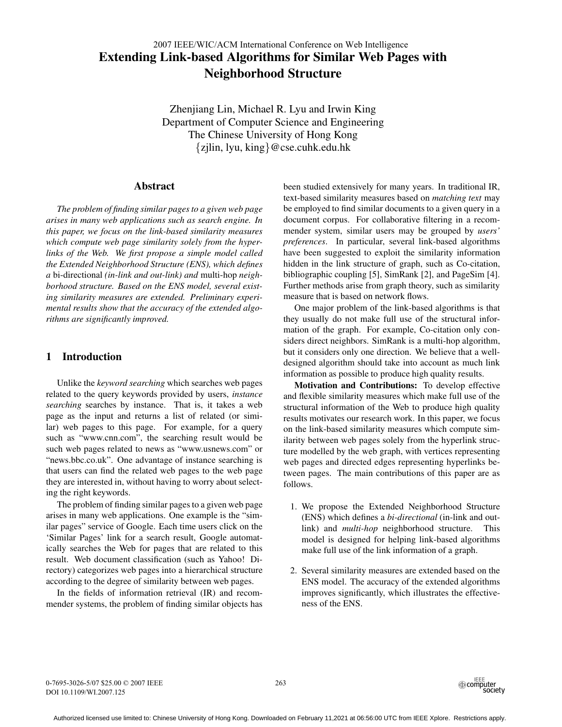2007 IEEE/WIC/ACM International Conference on Web Intelligence

# Extending Link-based Algorithms for Similar Web Pages with Neighborhood Structure

Zhenjiang Lin, Michael R. Lyu and Irwin King
Department of Computer Science and Engineering
The Chinese University of Hong Kong
{zjlin, lyu, king}@cse.cuhk.edu.hk

## Abstract

*The problem of finding similar pages to a given web page arises in many web applications such as search engine. In this paper, we focus on the link-based similarity measures which compute web page similarity solely from the hyperlinks of the Web. We first propose a simple model called the Extended Neighborhood Structure (ENS), which defines a* bi-directional *(in-link and out-link) and* multi-hop *neighborhood structure. Based on the ENS model, several existing similarity measures are extended. Preliminary experimental results show that the accuracy of the extended algorithms are significantly improved.*

## 1 Introduction

Unlike the *keyword searching* which searches web pages related to the query keywords provided by users, *instance searching* searches by instance. That is, it takes a web page as the input and returns a list of related (or similar) web pages to this page. For example, for a query such as "www.cnn.com", the searching result would be such web pages related to news as "www.usnews.com" or "news.bbc.co.uk". One advantage of instance searching is that users can find the related web pages to the web page they are interested in, without having to worry about selecting the right keywords.

The problem of finding similar pages to a given web page arises in many web applications. One example is the "similar pages" service of Google. Each time users click on the 'Similar Pages' link for a search result, Google automatically searches the Web for pages that are related to this result. Web document classification (such as Yahoo! Directory) categorizes web pages into a hierarchical structure according to the degree of similarity between web pages.

In the fields of information retrieval (IR) and recommender systems, the problem of finding similar objects has been studied extensively for many years. In traditional IR, text-based similarity measures based on *matching text* may be employed to find similar documents to a given query in a document corpus. For collaborative filtering in a recommender system, similar users may be grouped by *users' preferences*. In particular, several link-based algorithms have been suggested to exploit the similarity information hidden in the link structure of graph, such as Co-citation, bibliographic coupling [5], SimRank [2], and PageSim [4]. Further methods arise from graph theory, such as similarity measure that is based on network flows.

One major problem of the link-based algorithms is that they usually do not make full use of the structural information of the graph. For example, Co-citation only considers direct neighbors. SimRank is a multi-hop algorithm, but it considers only one direction. We believe that a well-designed algorithm should take into account as much link information as possible to produce high quality results.

**Motivation and Contributions:** To develop effective and flexible similarity measures which make full use of the structural information of the Web to produce high quality results motivates our research work. In this paper, we focus on the link-based similarity measures which compute similarity between web pages solely from the hyperlink structure modelled by the web graph, with vertices representing web pages and directed edges representing hyperlinks between pages. The main contributions of this paper are as follows.

1. We propose the Extended Neighborhood Structure (ENS) which defines a *bi-directional* (in-link and out-link) and *multi-hop* neighborhood structure. This model is designed for helping link-based algorithms make full use of the link information of a graph.

2. Several similarity measures are extended based on the ENS model. The accuracy of the extended algorithms improves significantly, which illustrates the effectiveness of the ENS.

0-7695-3026-5/07 $25.00 © 2007 IEEE
DOI 10.1109/WI.2007.125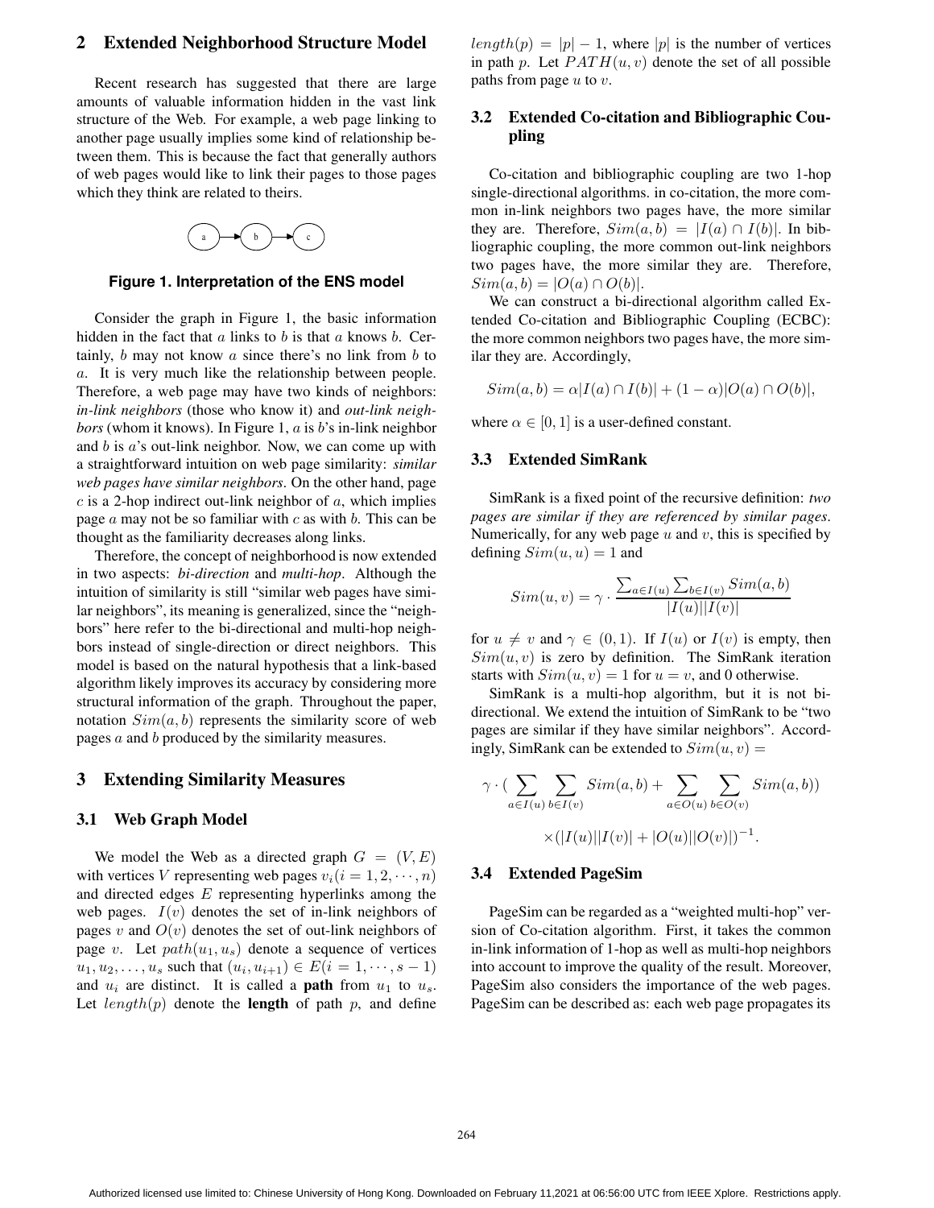## 2 Extended Neighborhood Structure Model

Recent research has suggested that there are large amounts of valuable information hidden in the vast link structure of the Web. For example, a web page linking to another page usually implies some kind of relationship between them. This is because the fact that generally authors of web pages would like to link their pages to those pages which they think are related to theirs.

**Figure 1. Interpretation of the ENS model**

Consider the graph in Figure 1, the basic information hidden in the fact that $a$ links to $b$ is that $a$ knows $b$. Certainly, $b$ may not know $a$ since there's no link from $b$ to $a$. It is very much like the relationship between people. Therefore, a web page may have two kinds of neighbors: *in-link neighbors* (those who know it) and *out-link neighbors* (whom it knows). In Figure 1, $a$ is $b$'s in-link neighbor and $b$ is $a$'s out-link neighbor. Now, we can come up with a straightforward intuition on web page similarity: *similar web pages have similar neighbors*. On the other hand, page $c$ is a 2-hop indirect out-link neighbor of $a$, which implies page $a$ may not be so familiar with $c$ as with $b$. This can be thought as the familiarity decreases along links.

Therefore, the concept of neighborhood is now extended in two aspects: *bi-direction* and *multi-hop*. Although the intuition of similarity is still "similar web pages have similar neighbors", its meaning is generalized, since the "neighbors" here refer to the bi-directional and multi-hop neighbors instead of single-direction or direct neighbors. This model is based on the natural hypothesis that a link-based algorithm likely improves its accuracy by considering more structural information of the graph. Throughout the paper, notation $Sim(a, b)$ represents the similarity score of web pages $a$ and $b$ produced by the similarity measures.

## 3 Extending Similarity Measures

### 3.1 Web Graph Model

We model the Web as a directed graph $G = (V, E)$ with vertices $V$ representing web pages $v_i (i = 1, 2, \cdots, n)$ and directed edges $E$ representing hyperlinks among the web pages. $I(v)$ denotes the set of in-link neighbors of pages $v$ and $O(v)$ denotes the set of out-link neighbors of page $v$. Let $path(u_1, u_s)$ denote a sequence of vertices $u_1, u_2, \ldots, u_s$ such that $(u_i, u_{i+1}) \in E (i = 1, \cdots, s-1)$ and $u_i$ are distinct. It is called a **path** from $u_1$ to $u_s$. Let $length(p)$ denote the **length** of path $p$, and define $length(p) = |p| - 1$, where $|p|$ is the number of vertices in path $p$. Let $PATH(u, v)$ denote the set of all possible paths from page $u$ to $v$.

### 3.2 Extended Co-citation and Bibliographic Coupling

Co-citation and bibliographic coupling are two 1-hop single-directional algorithms. in co-citation, the more common in-link neighbors two pages have, the more similar they are. Therefore, $Sim(a, b) = |I(a) \cap I(b)|$. In bibliographic coupling, the more common out-link neighbors two pages have, the more similar they are. Therefore, $Sim(a, b) = |O(a) \cap O(b)|$.

We can construct a bi-directional algorithm called Extended Co-citation and Bibliographic Coupling (ECBC): the more common neighbors two pages have, the more similar they are. Accordingly,

$$Sim(a, b) = \alpha|I(a) \cap I(b)| + (1 - \alpha)|O(a) \cap O(b)|,$$

where $\alpha \in [0, 1]$ is a user-defined constant.

### 3.3 Extended SimRank

SimRank is a fixed point of the recursive definition: *two pages are similar if they are referenced by similar pages*. Numerically, for any web page $u$ and $v$, this is specified by defining $Sim(u, u) = 1$ and

$$Sim(u, v) = \gamma \cdot \frac{\sum_{a \in I(u)} \sum_{b \in I(v)} Sim(a, b)}{|I(u)||I(v)|}$$

for $u \neq v$ and $\gamma \in (0, 1)$. If $I(u)$ or $I(v)$ is empty, then $Sim(u, v)$ is zero by definition. The SimRank iteration starts with $Sim(u, v) = 1$ for $u = v$, and 0 otherwise.

SimRank is a multi-hop algorithm, but it is not bi-directional. We extend the intuition of SimRank to be "two pages are similar if they have similar neighbors". Accordingly, SimRank can be extended to $Sim(u, v) =$

$$\gamma \cdot \Big( \sum_{a \in I(u)} \sum_{b \in I(v)} Sim(a, b) + \sum_{a \in O(u)} \sum_{b \in O(v)} Sim(a, b) \Big)$$

$$\times (|I(u)||I(v)| + |O(u)||O(v)|)^{-1}.$$

### 3.4 Extended PageSim

PageSim can be regarded as a "weighted multi-hop" version of Co-citation algorithm. First, it takes the common in-link information of 1-hop as well as multi-hop neighbors into account to improve the quality of the result. Moreover, PageSim also considers the importance of the web pages. PageSim can be described as: each web page propagates its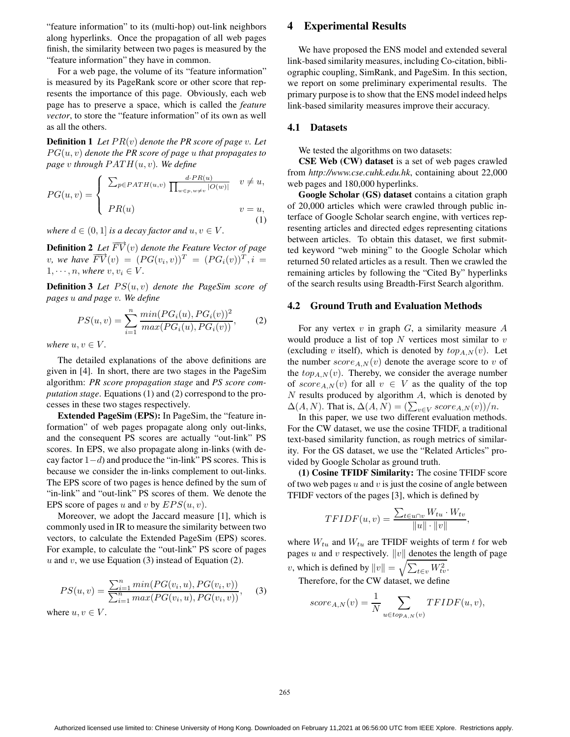"feature information" to its (multi-hop) out-link neighbors along hyperlinks. Once the propagation of all web pages finish, the similarity between two pages is measured by the "feature information" they have in common.

For a web page, the volume of its "feature information" is measured by its PageRank score or other score that represents the importance of this page. Obviously, each web page has to preserve a space, which is called the *feature vector*, to store the "feature information" of its own as well as all the others.

**Definition 1** *Let $PR(v)$ denote the PR score of page $v$. Let $PG(u, v)$ denote the PR score of page $u$ that propagates to page $v$ through $PATH(u, v)$. We define*

$$PG(u, v) = \begin{cases} \sum_{p \in PATH(u,v)} \frac{d \cdot PR(u)}{\prod_{w \in p, w \neq v} |O(w)|} & v \neq u, \\ PR(u) & v = u, \end{cases} \quad (1)$$

*where $d \in (0, 1]$ is a decay factor and $u, v \in V$.*

**Definition 2** *Let $\overrightarrow{FV}(v)$ denote the Feature Vector of page $v$, we have $\overrightarrow{FV}(v) = (PG(v_i, v))^T = (PG_i(v))^T, i = 1, \cdots, n$, where $v, v_i \in V$.*

**Definition 3** *Let $PS(u, v)$ denote the PageSim score of pages $u$ and page $v$. We define*

$$PS(u, v) = \sum_{i=1}^{n} \frac{min(PG_i(u), PG_i(v))^2}{max(PG_i(u), PG_i(v))}, \quad (2)$$

*where $u, v \in V$.*

The detailed explanations of the above definitions are given in [4]. In short, there are two stages in the PageSim algorithm: *PR score propagation stage* and *PS score computation stage*. Equations (1) and (2) correspond to the processes in these two stages respectively.

**Extended PageSim (EPS):** In PageSim, the "feature information" of web pages propagate along only out-links, and the consequent PS scores are actually "out-link" PS scores. In EPS, we also propagate along in-links (with decay factor $1-d$) and produce the "in-link" PS scores. This is because we consider the in-links complement to out-links. The EPS score of two pages is hence defined by the sum of "in-link" and "out-link" PS scores of them. We denote the EPS score of pages $u$ and $v$ by $EPS(u, v)$.

Moreover, we adopt the Jaccard measure [1], which is commonly used in IR to measure the similarity between two vectors, to calculate the Extended PageSim (EPS) scores. For example, to calculate the "out-link" PS score of pages $u$ and $v$, we use Equation (3) instead of Equation (2).

$$PS(u, v) = \frac{\sum_{i=1}^{n} min(PG(v_i, u), PG(v_i, v))}{\sum_{i=1}^{n} max(PG(v_i, u), PG(v_i, v))}, \quad (3)$$

where $u, v \in V$.

## 4 Experimental Results

We have proposed the ENS model and extended several link-based similarity measures, including Co-citation, bibliographic coupling, SimRank, and PageSim. In this section, we report on some preliminary experimental results. The primary purpose is to show that the ENS model indeed helps link-based similarity measures improve their accuracy.

### 4.1 Datasets

We tested the algorithms on two datasets:

**CSE Web (CW) dataset** is a set of web pages crawled from *http://www.cse.cuhk.edu.hk*, containing about 22,000 web pages and 180,000 hyperlinks.

**Google Scholar (GS) dataset** contains a citation graph of 20,000 articles which were crawled through public interface of Google Scholar search engine, with vertices representing articles and directed edges representing citations between articles. To obtain this dataset, we first submitted keyword "web mining" to the Google Scholar which returned 50 related articles as a result. Then we crawled the remaining articles by following the "Cited By" hyperlinks of the search results using Breadth-First Search algorithm.

### 4.2 Ground Truth and Evaluation Methods

For any vertex $v$ in graph $G$, a similarity measure $A$ would produce a list of top $N$ vertices most similar to $v$ (excluding $v$ itself), which is denoted by $top_{A,N}(v)$. Let the number $score_{A,N}(v)$ denote the average score to $v$ of the $top_{A,N}(v)$. Thereby, we consider the average number of $score_{A,N}(v)$ for all $v \in V$ as the quality of the top $N$ results produced by algorithm $A$, which is denoted by $\Delta(A, N)$. That is, $\Delta(A, N) = (\sum_{v \in V} score_{A,N}(v))/n$.

In this paper, we use two different evaluation methods. For the CW dataset, we use the cosine TFIDF, a traditional text-based similarity function, as rough metrics of similarity. For the GS dataset, we use the "Related Articles" provided by Google Scholar as ground truth.

**(1) Cosine TFIDF Similarity:** The cosine TFIDF score of two web pages $u$ and $v$ is just the cosine of angle between TFIDF vectors of the pages [3], which is defined by

$$TFIDF(u, v) = \frac{\sum_{t \in u \cap v} W_{tu} \cdot W_{tv}}{\|u\| \cdot \|v\|},$$

where $W_{tu}$ and $W_{tu}$ are TFIDF weights of term $t$ for web pages $u$ and $v$ respectively. $\|v\|$ denotes the length of page $v$, which is defined by $\|v\| = \sqrt{\sum_{t \in v} W_{tv}^2}$.

Therefore, for the CW dataset, we define

$$score_{A,N}(v) = \frac{1}{N} \sum_{u \in top_{A,N}(v)} TFIDF(u, v),$$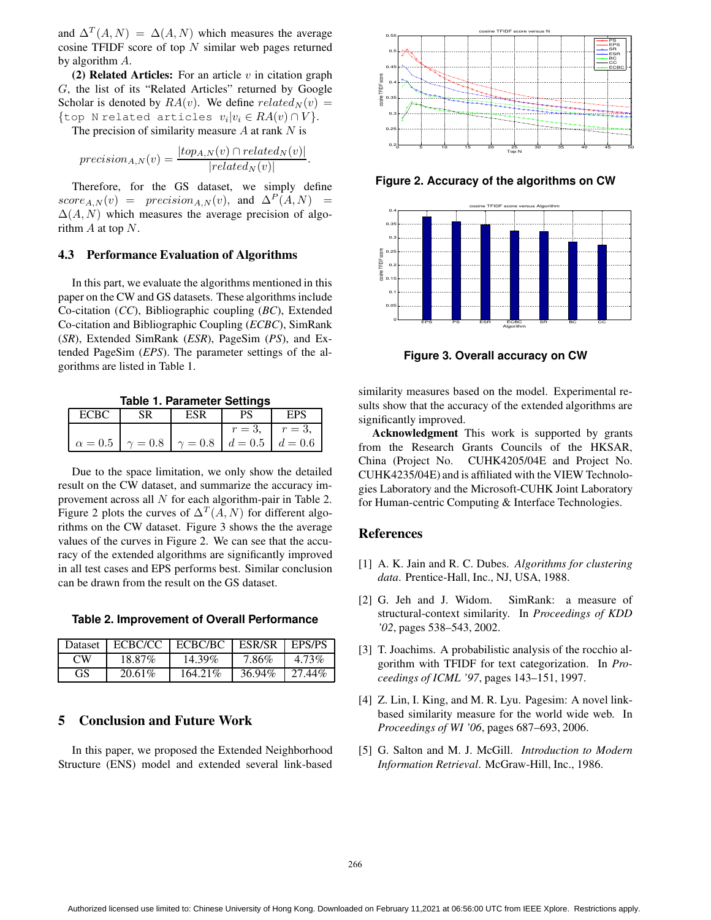and $\Delta^T(A, N) = \Delta(A, N)$ which measures the average cosine TFIDF score of top $N$ similar web pages returned by algorithm $A$.

**(2) Related Articles:** For an article $v$ in citation graph $G$, the list of its "Related Articles" returned by Google Scholar is denoted by $RA(v)$. We define $related_N(v) = \{\texttt{top N related articles } v_i | v_i \in RA(v) \cap V\}$.

The precision of similarity measure $A$ at rank $N$ is

$$precision_{A,N}(v) = \frac{|top_{A,N}(v) \cap related_N(v)|}{|related_N(v)|}.$$

Therefore, for the GS dataset, we simply define $score_{A,N}(v) = precision_{A,N}(v)$, and $\Delta^P(A, N) = \Delta(A, N)$ which measures the average precision of algorithm $A$ at top $N$.

### 4.3 Performance Evaluation of Algorithms

In this part, we evaluate the algorithms mentioned in this paper on the CW and GS datasets. These algorithms include Co-citation (*CC*), Bibliographic coupling (*BC*), Extended Co-citation and Bibliographic Coupling (*ECBC*), SimRank (*SR*), Extended SimRank (*ESR*), PageSim (*PS*), and Extended PageSim (*EPS*). The parameter settings of the algorithms are listed in Table 1.

**Table 1. Parameter Settings**

| ECBC | SR | ESR | PS | EPS |
|---|---|---|---|---|
| $\alpha = 0.5$ | $\gamma = 0.8$ | $\gamma = 0.8$ | $r = 3$, $d = 0.5$ | $r = 3$, $d = 0.6$ |

Due to the space limitation, we only show the detailed result on the CW dataset, and summarize the accuracy improvement across all $N$ for each algorithm-pair in Table 2. Figure 2 plots the curves of $\Delta^T(A, N)$ for different algorithms on the CW dataset. Figure 3 shows the the average values of the curves in Figure 2. We can see that the accuracy of the extended algorithms are significantly improved in all test cases and EPS performs best. Similar conclusion can be drawn from the result on the GS dataset.

**Table 2. Improvement of Overall Performance**

| Dataset | ECBC/CC | ECBC/BC | ESR/SR | EPS/PS |
|---|---|---|---|---|
| CW | 18.87% | 14.39% | 7.86% | 4.73% |
| GS | 20.61% | 164.21% | 36.94% | 27.44% |

cosine TFIDF score versus N

PS
EPS
SR
ESR
BC
CC
ECBC

cosine TFIDF score

Top N

**Figure 2. Accuracy of the algorithms on CW**

cosine TFIDF score versus Algorithm

cosine TFIDF score

EPS PS ESR ECBC SR BC CC

Algorithm

**Figure 3. Overall accuracy on CW**

## 5 Conclusion and Future Work

In this paper, we proposed the Extended Neighborhood Structure (ENS) model and extended several link-based similarity measures based on the model. Experimental results show that the accuracy of the extended algorithms are significantly improved.

**Acknowledgment** This work is supported by grants from the Research Grants Councils of the HKSAR, China (Project No. CUHK4205/04E and Project No. CUHK4235/04E) and is affiliated with the VIEW Technologies Laboratory and the Microsoft-CUHK Joint Laboratory for Human-centric Computing & Interface Technologies.

## References

[1] A. K. Jain and R. C. Dubes. *Algorithms for clustering data*. Prentice-Hall, Inc., NJ, USA, 1988.

[2] G. Jeh and J. Widom. SimRank: a measure of structural-context similarity. In *Proceedings of KDD '02*, pages 538–543, 2002.

[3] T. Joachims. A probabilistic analysis of the rocchio algorithm with TFIDF for text categorization. In *Proceedings of ICML '97*, pages 143–151, 1997.

[4] Z. Lin, I. King, and M. R. Lyu. Pagesim: A novel link-based similarity measure for the world wide web. In *Proceedings of WI '06*, pages 687–693, 2006.

[5] G. Salton and M. J. McGill. *Introduction to Modern Information Retrieval*. McGraw-Hill, Inc., 1986.